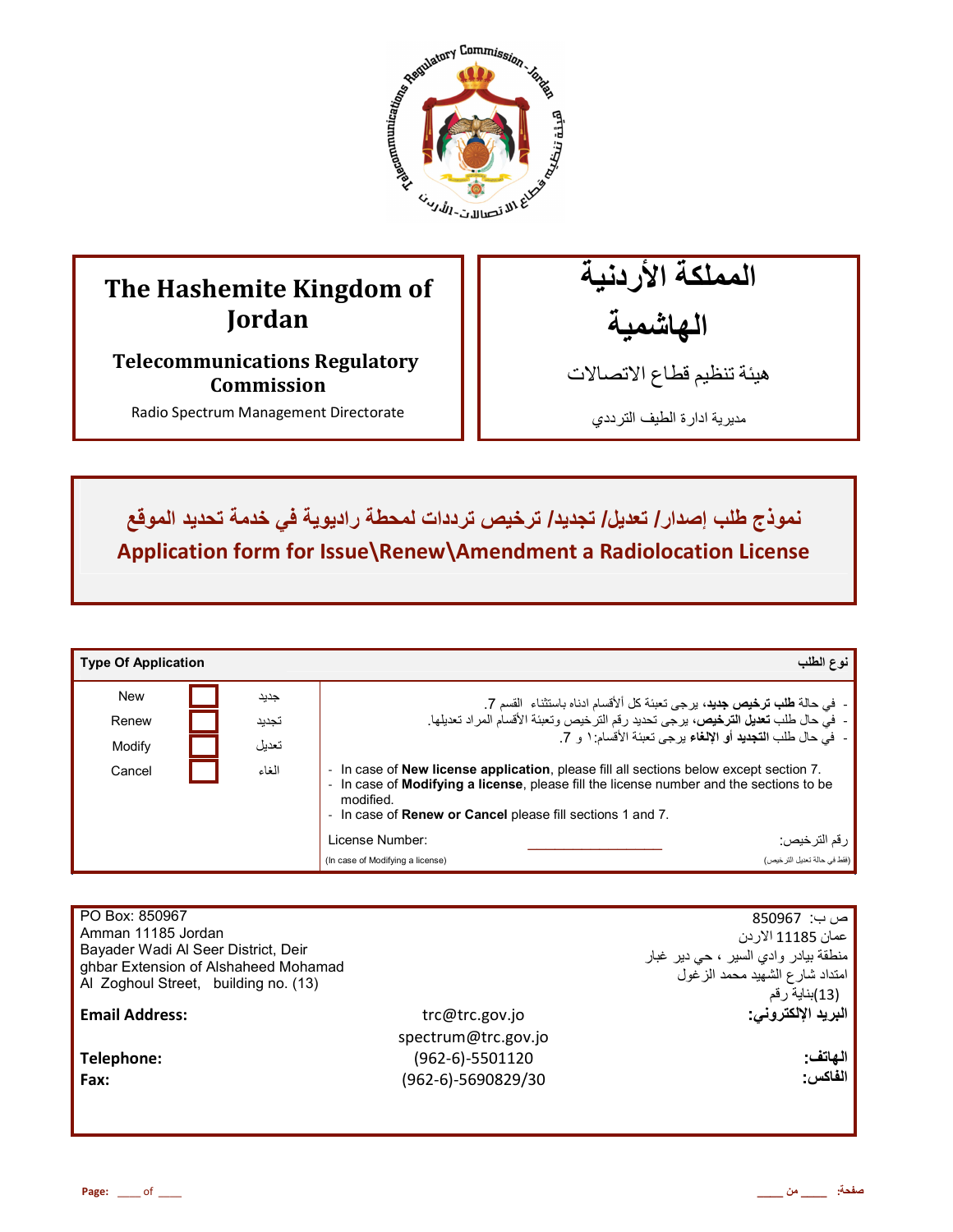| The Hashemite Kingdom of Jordan | المملكة الأردنية الهاشمية |
|---|---|
| **Telecommunications Regulatory Commission** | هيئة تنظيم قطاع الاتصالات |
| Radio Spectrum Management Directorate | مديرية ادارة الطيف الترددي |

## نموذج طلب إصدار/ تعديل/ تجديد/ ترخيص ترددات لمحطة راديوية في خدمة تحديد الموقع

## Application form for Issue\Renew\Amendment a Radiolocation License

| **Type Of Application** | | | **نوع الطلب** |
|---|---|---|---|
| New | ☐ | جديد | - في حالة **طلب ترخيص جديد**، يرجى تعبئة كل ألأقسام ادناه باستثناء القسم 7. |
| Renew | ☐ | تجديد | - في حال طلب **تعديل الترخيص**، يرجى تحديد رقم الترخيص وتعبئة الأقسام المراد تعديلها. |
| Modify | ☐ | تعديل | - في حال طلب **التجديد أو الإلغاء** يرجى تعبئة الأقسام: ١ و 7. |
| Cancel | ☐ | الغاء | - In case of **New license application**, please fill all sections below except section 7.<br>- In case of **Modifying a license**, please fill the license number and the sections to be modified.<br>- In case of **Renew or Cancel** please fill sections 1 and 7. |
| | | | License Number: ____________ رقم الترخيص:<br>(In case of Modifying a license) (فقط في حالة تعديل الترخيص) |

| | | |
|---|---|---|
| PO Box: 850967<br>Amman 11185 Jordan<br>Bayader Wadi Al Seer District, Deir ghbar Extension of Alshaheed Mohamad Al Zoghoul Street, building no. (13) | | ص ب: 850967<br>عمان 11185 الاردن<br>منطقة بيادر وادي السير ، حي دير غبار<br>امتداد شارع الشهيد محمد الزغول<br>(13)بناية رقم |
| **Email Address:** | trc@trc.gov.jo<br>spectrum@trc.gov.jo | **البريد الإلكتروني:** |
| **Telephone:** | (962-6)-5501120 | **الهاتف:** |
| **Fax:** | (962-6)-5690829/30 | **الفاكس:** |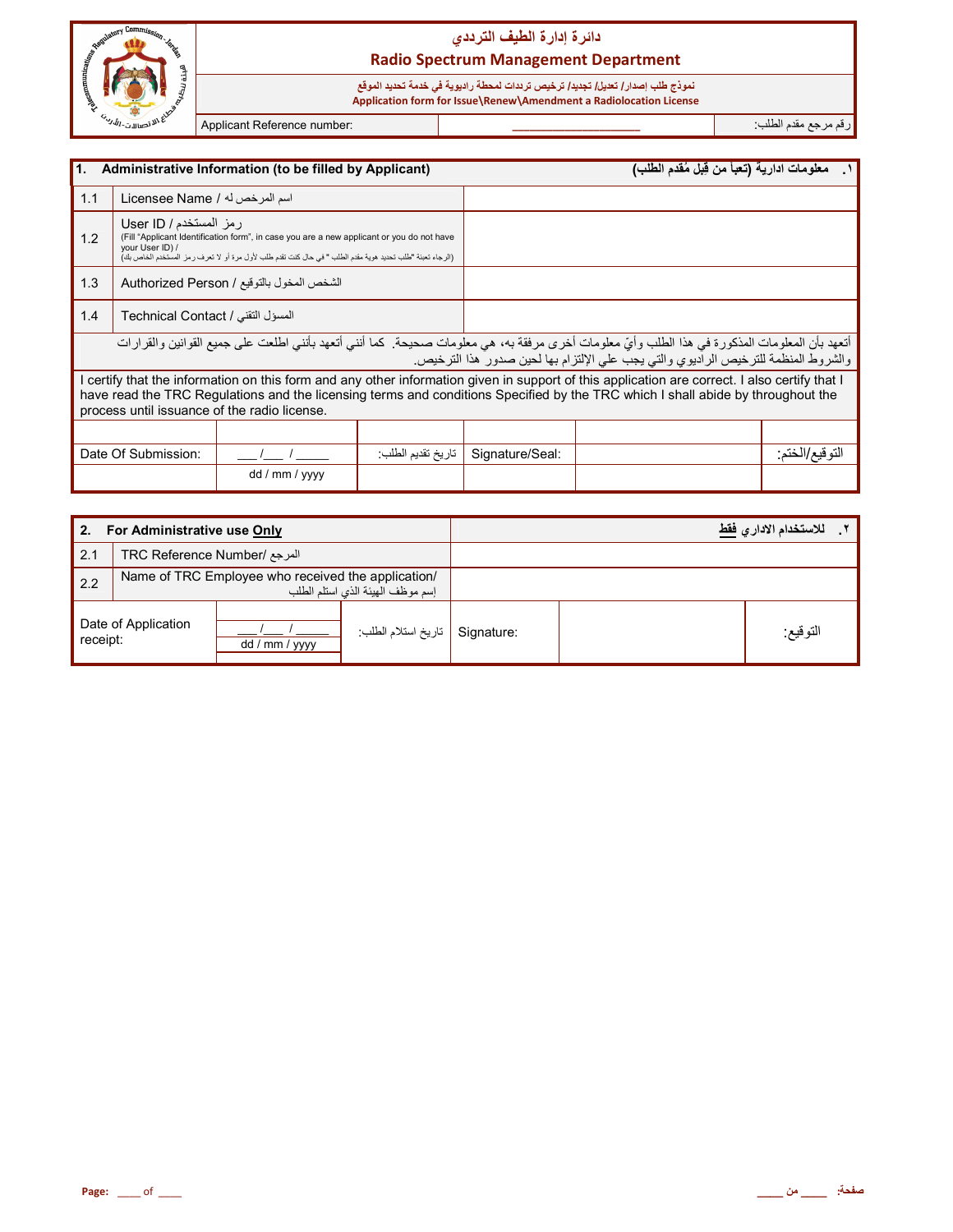# دائرة إدارة الطيف الترددي

## Radio Spectrum Management Department

نموذج طلب إصدار/ تعديل/ تجديد/ ترخيص ترددات لمحطة راديوية في خدمة تحديد الموقع

**Application form for Issue\Renew\Amendment a Radiolocation License**

| Applicant Reference number: | ____________________ | رقم مرجع مقدم الطلب: |
| --- | --- | --- |

| 1. Administrative Information (to be filled by Applicant) | | ١. معلومات ادارية (تعبأ من قبل مُقدم الطلب) |
| --- | --- | --- |
| 1.1 | Licensee Name / اسم المرخص له | |
| 1.2 | User ID / رمز المستخدم<br>(Fill "Applicant Identification form", in case you are a new applicant or you do not have your User ID) /<br>(الرجاء تعبئة "طلب تحديد هوية مقدم الطلب" في حال كنت تقدم طلب لأول مرة أو لا تعرف رمز المستخدم الخاص بك) | |
| 1.3 | Authorized Person / الشخص المخول بالتوقيع | |
| 1.4 | Technical Contact / المسؤل التقني | |

أتعهد بأن المعلومات المذكورة في هذا الطلب وأيّ معلومات أخرى مرفقة به، هي معلومات صحيحة. كما أنني أتعهد بأنني اطلعت على جميع القوانين والقرارات والشروط المنظمة للترخيص الراديوي والتي يجب علي الإلتزام بها لحين صدور هذا الترخيص.

I certify that the information on this form and any other information given in support of this application are correct. I also certify that I have read the TRC Regulations and the licensing terms and conditions Specified by the TRC which I shall abide by throughout the process until issuance of the radio license.

| Date Of Submission: | ___/___ / _____<br>dd / mm / yyyy | تاريخ تقديم الطلب: | Signature/Seal: | | التوقيع/الختم: |
| --- | --- | --- | --- | --- | --- |

| 2. For Administrative use **Only** | | ٢. للاستخدام الاداري **فقط** |
| --- | --- | --- |
| 2.1 | TRC Reference Number/ المرجع | |
| 2.2 | Name of TRC Employee who received the application/ إسم موظف الهيئة الذي استلم الطلب | |

| Date of Application receipt: | ___/___ / _____<br>dd / mm / yyyy | تاريخ استلام الطلب: | Signature: | | التوقيع: |
| --- | --- | --- | --- | --- | --- |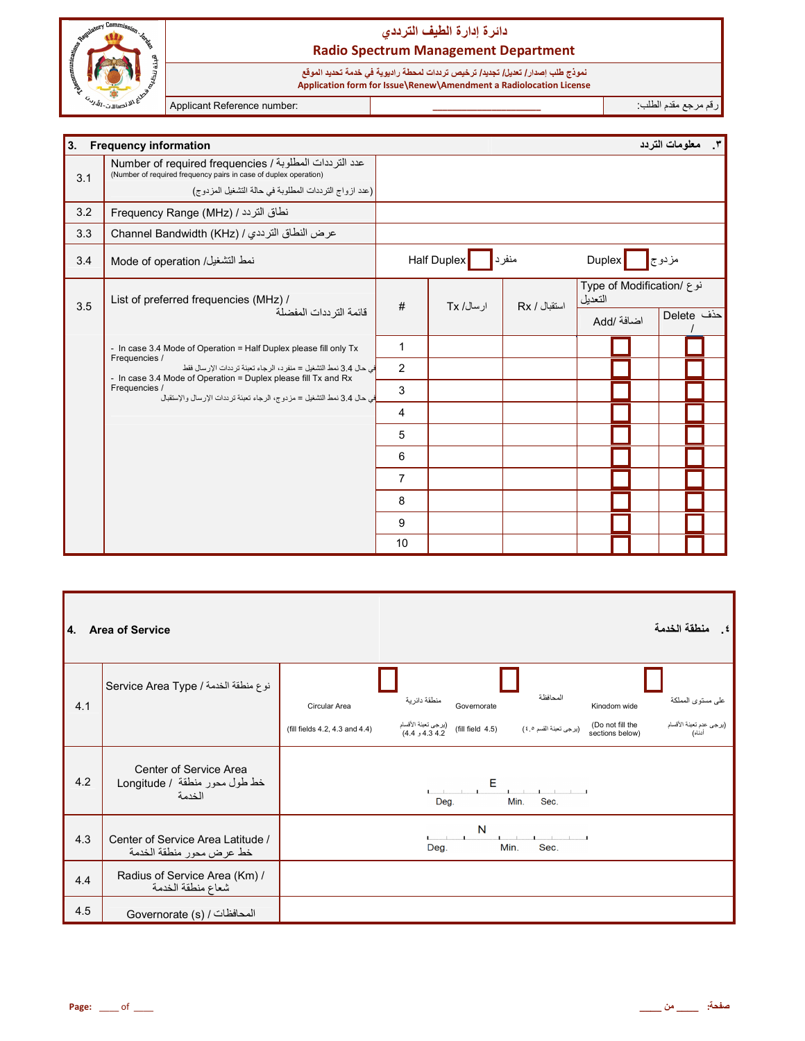# دائرة إدارة الطيف الترددي
## Radio Spectrum Management Department

نموذج طلب إصدار/ تعديل/ تجديد/ ترخيص ترددات لمحطة راديوية في خدمة تحديد الموقع
**Application form for Issue\Renew\Amendment a Radiolocation License**

| Applicant Reference number: | ____________________ | رقم مرجع مقدم الطلب: |
|---|---|---|

## 3. Frequency information ٣. معلومات التردد

| | | | | | | |
|---|---|---|---|---|---|---|
| 3.1 | Number of required frequencies / عدد الترددات المطلوبة (Number of required frequency pairs in case of duplex operation) (عدد ازواج الترددات المطلوبة في حالة التشغيل المزدوج) | | | | | |
| 3.2 | Frequency Range (MHz) / نطاق التردد | | | | | |
| 3.3 | Channel Bandwidth (KHz) / عرض النطاق الترددي | | | | | |
| 3.4 | Mode of operation / نمط التشغيل | Half Duplex ☐ منفرد | | Duplex ☐ مزدوج | | |
| 3.5 | List of preferred frequencies (MHz) / قائمة الترددات المفضلة | # | Tx / ارسال | Rx / استقبال | Type of Modification/ نوع التعديل | |
| | | | | | Add/ اضافة | Delete / حذف |
| | - In case 3.4 Mode of Operation = Half Duplex please fill only Tx Frequencies / في حال 3.4 نمط التشغيل = منفرد، الرجاء تعبئة ترددات الإرسال فقط<br>- In case 3.4 Mode of Operation = Duplex please fill Tx and Rx Frequencies / في حال 3.4 نمط التشغيل = مزدوج، الرجاء تعبئة ترددات الإرسال والإستقبال | 1 | | | ☐ | ☐ |
| | | 2 | | | ☐ | ☐ |
| | | 3 | | | ☐ | ☐ |
| | | 4 | | | ☐ | ☐ |
| | | 5 | | | ☐ | ☐ |
| | | 6 | | | ☐ | ☐ |
| | | 7 | | | ☐ | ☐ |
| | | 8 | | | ☐ | ☐ |
| | | 9 | | | ☐ | ☐ |
| | | 10 | | | ☐ | ☐ |

## 4. Area of Service ٤. منطقة الخدمة

| | | |
|---|---|---|
| 4.1 | Service Area Type / نوع منطقة الخدمة | ☐ Circular Area منطقة دائرية (fill fields 4.2, 4.3 and 4.4) (يرجى تعبئة الأقسام 4.2 و 4.3 و 4.4) ☐ Governorate المحافظة (fill field 4.5) (يرجى تعبئة القسم ٤.٥) ☐ Kingdom wide على مستوى المملكة (Do not fill the sections below) (يرجى عدم تعبئة الأقسام أدناه) |
| 4.2 | Center of Service Area Longitude / خط طول محور منطقة الخدمة | E ___ Deg. ___ Min. ___ Sec. |
| 4.3 | Center of Service Area Latitude / خط عرض محور منطقة الخدمة | N ___ Deg. ___ Min. ___ Sec. |
| 4.4 | Radius of Service Area (Km) / شعاع منطقة الخدمة | |
| 4.5 | Governorate (s) / المحافظات | |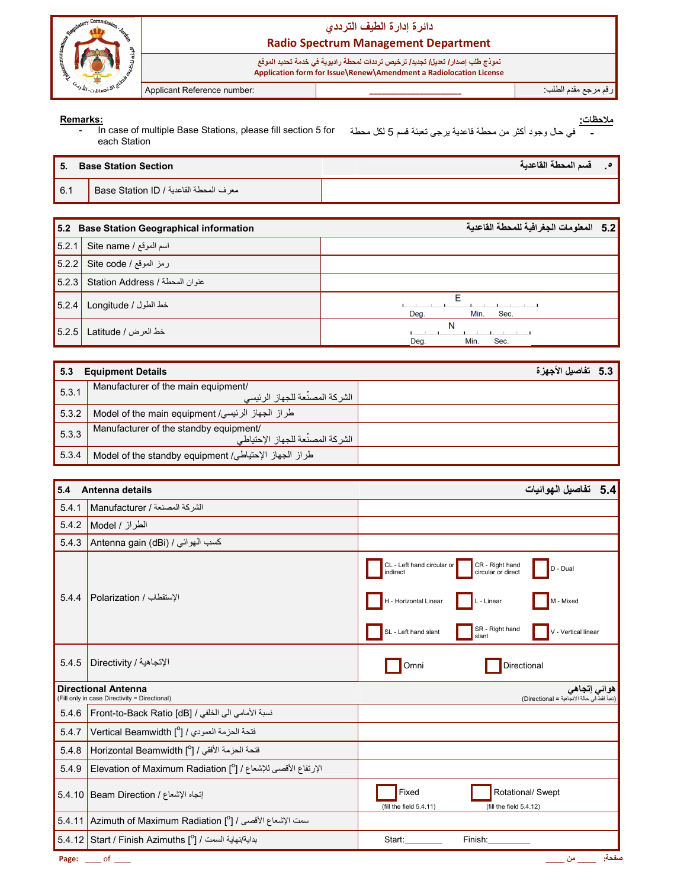دائرة إدارة الطيف الترددي

**Radio Spectrum Management Department**

نموذج طلب إصدار/ تعديل/ تجديد/ ترخيص ترددات لمحطة راديوية في خدمة تحديد الموقع

**Application form for Issue\Renew\Amendment a Radiolocation License**

| Applicant Reference number: | ____________________ | رقم مرجع مقدم الطلب: |
|---|---|---|

**Remarks:**

- In case of multiple Base Stations, please fill section 5 for each Station

**ملاحظات:**

- في حال وجود أكثر من محطة قاعدية يرجى تعبئة قسم 5 لكل محطة

| 5. Base Station Section | | قسم المحطة القاعدية .٥ |
|---|---|---|
| 6.1 | Base Station ID / معرف المحطة القاعدية | |

| 5.2 Base Station Geographical information | | 5.2 المعلومات الجغرافية للمحطة القاعدية |
|---|---|---|
| 5.2.1 | Site name / اسم الموقع | |
| 5.2.2 | Site code / رمز الموقع | |
| 5.2.3 | Station Address / عنوان المحطة | |
| 5.2.4 | Longitude / خط الطول | E ___ Deg. ___ Min. ___ Sec. |
| 5.2.5 | Latitude / خط العرض | N ___ Deg. ___ Min. ___ Sec. |

| 5.3 Equipment Details | | 5.3 تفاصيل الأجهزة |
|---|---|---|
| 5.3.1 | Manufacturer of the main equipment/ الشركة المصنّعة للجهاز الرئيسي | |
| 5.3.2 | Model of the main equipment /طراز الجهاز الرئيسي | |
| 5.3.3 | Manufacturer of the standby equipment/ الشركة المصنّعة للجهاز الإحتياطي | |
| 5.3.4 | Model of the standby equipment /طراز الجهاز الإحتياطي | |

| 5.4 Antenna details | | 5.4 تفاصيل الهوائيات |
|---|---|---|
| 5.4.1 | Manufacturer / الشركة المصنعة | |
| 5.4.2 | Model / الطراز | |
| 5.4.3 | Antenna gain (dBi) / كسب الهوائي | |
| 5.4.4 | Polarization / الإستقطاب | ☐ CL - Left hand circular or indirect ☐ CR - Right hand circular or direct ☐ D - Dual ☐ H - Horizontal Linear ☐ L - Linear ☐ M - Mixed ☐ SL - Left hand slant ☐ SR - Right hand slant ☐ V - Vertical linear |
| 5.4.5 | Directivity / الإتجاهية | ☐ Omni ☐ Directional |
| **Directional Antenna** (Fill only in case Directivity = Directional) | | **هوائي إتجاهي** (تعبأ فقط في حالة الاتجاهية = Directional) |
| 5.4.6 | Front-to-Back Ratio [dB] / نسبة الأمامي الى الخلفي | |
| 5.4.7 | Vertical Beamwidth [°] / فتحة الحزمة العمودي | |
| 5.4.8 | Horizontal Beamwidth [°] / فتحة الحزمة الأفقي | |
| 5.4.9 | Elevation of Maximum Radiation [°] / الإرتفاع الأقصى للإشعاع | |
| 5.4.10 | Beam Direction / إتجاه الإشعاع | ☐ Fixed (fill the field 5.4.11) ☐ Rotational/ Swept (fill the field 5.4.12) |
| 5.4.11 | Azimuth of Maximum Radiation [°] / سمت الإشعاع الأقصى | |
| 5.4.12 | Start / Finish Azimuths [°] / بداية/نهاية السمت | Start:________ Finish:_________ |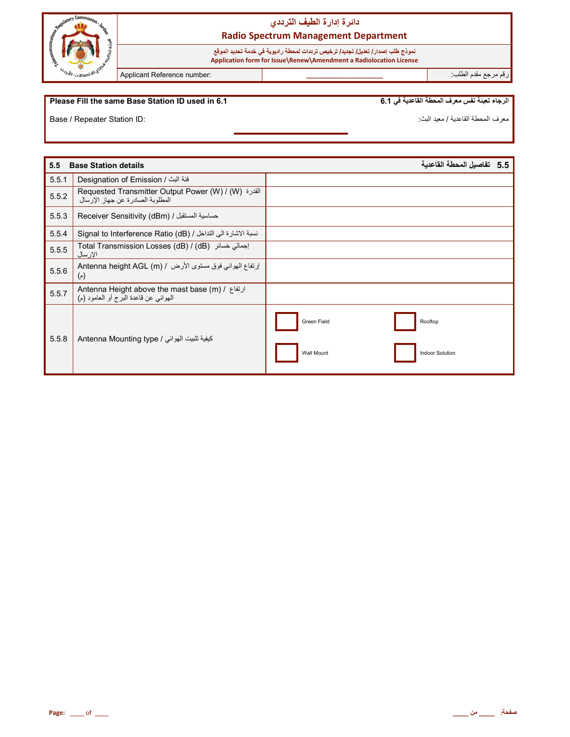# دائرة إدارة الطيف الترددي

## Radio Spectrum Management Department

**نموذج طلب إصدار/ تعديل/ تجديد/ ترخيص ترددات لمحطة راديوية في خدمة تحديد الموقع**

**Application form for Issue\Renew\Amendment a Radiolocation License**

| Applicant Reference number: | ___________________ | رقم مرجع مقدم الطلب: |
|---|---|---|

**Please Fill the same Base Station ID used in 6.1** — **الرجاء تعبئة نفس معرف المحطة القاعدية في 6.1**

Base / Repeater Station ID: ____________________ :معرف المحطة القاعدية / معيد البث

| 5.5 | Base Station details — 5.5 تفاصيل المحطة القاعدية | |
|---|---|---|
| 5.5.1 | Designation of Emission / فئة البث | |
| 5.5.2 | Requested Transmitter Output Power (W) / (W) القدرة المطلوبة الصادرة عن جهاز الإرسال | |
| 5.5.3 | Receiver Sensitivity (dBm) / حساسية المستقبل | |
| 5.5.4 | Signal to Interference Ratio (dB) / نسبة الاشارة الى التداخل | |
| 5.5.5 | Total Transmission Losses (dB) / (dB) إجمالي خسائر الإرسال | |
| 5.5.6 | Antenna height AGL (m) / إرتفاع الهوائي فوق مستوى الأرض (م) | |
| 5.5.7 | Antenna Height above the mast base (m) / ارتفاع الهوائي عن قاعدة البرج أو العامود (م) | |
| 5.5.8 | Antenna Mounting type / كيفية تثبيت الهوائي | ☐ Green Field ☐ Rooftop ☐ Wall Mount ☐ Indoor Solution |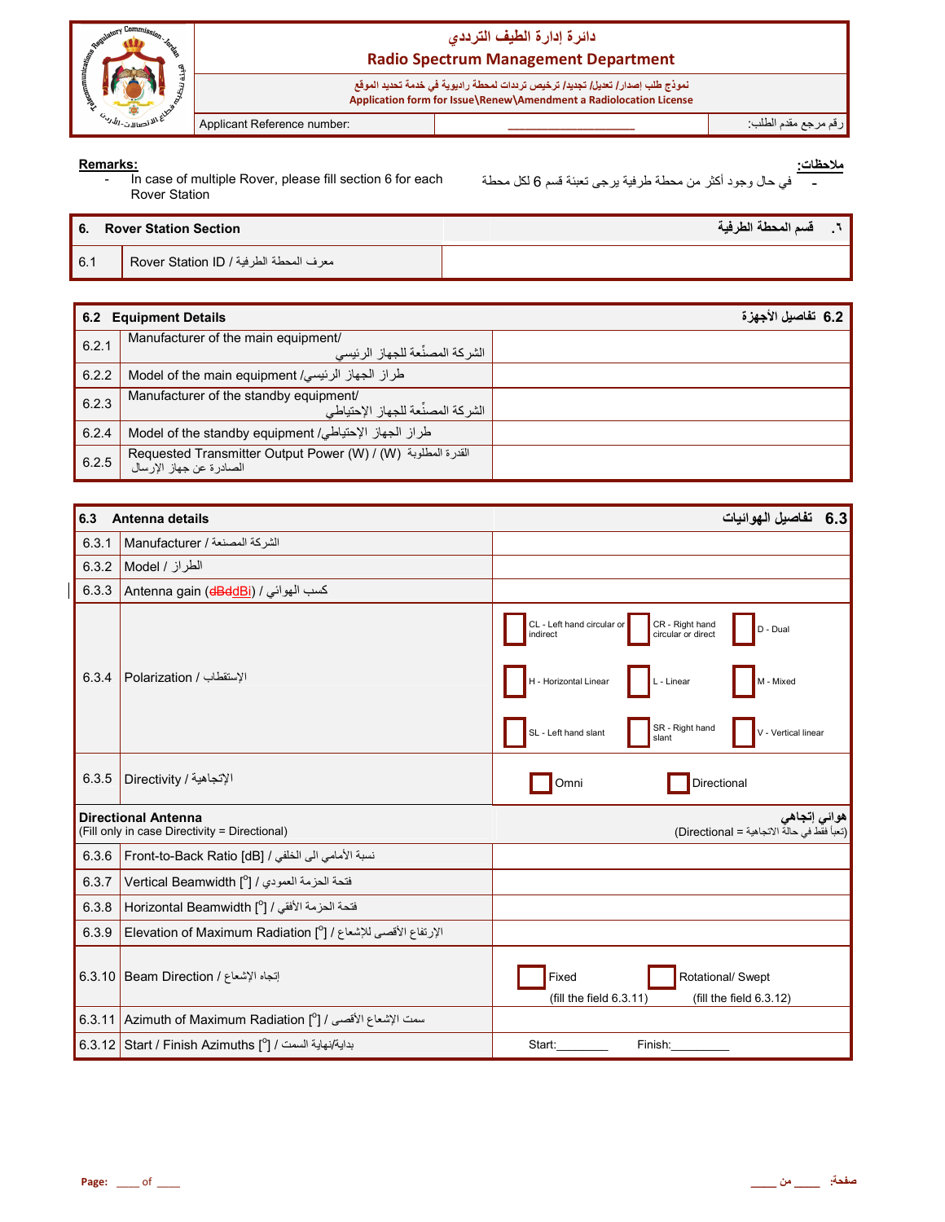| | دائرة إدارة الطيف الترددي<br>Radio Spectrum Management Department | |
|---|---|---|
| | نموذج طلب إصدار/ تعديل/ تجديد/ ترخيص ترددات لمحطة راديوية في خدمة تحديد الموقع<br>Application form for Issue\Renew\Amendment a Radiolocation License | |
| Applicant Reference number: | ____________________ | رقم مرجع مقدم الطلب: |

**Remarks:**

- In case of multiple Rover, please fill section 6 for each Rover Station

**ملاحظات:**

- في حال وجود أكثر من محطة طرفية يرجى تعبئة قسم 6 لكل محطة

| **6. Rover Station Section** | | **٦. قسم المحطة الطرفية** |
|---|---|---|
| 6.1 | Rover Station ID / معرف المحطة الطرفية | |

| **6.2 Equipment Details** | | **6.2 تفاصيل الأجهزة** |
|---|---|---|
| 6.2.1 | Manufacturer of the main equipment/ الشركة المصنّعة للجهاز الرئيسي | |
| 6.2.2 | Model of the main equipment /طراز الجهاز الرئيسي | |
| 6.2.3 | Manufacturer of the standby equipment/ الشركة المصنّعة للجهاز الإحتياطي | |
| 6.2.4 | Model of the standby equipment /طراز الجهاز الإحتياطي | |
| 6.2.5 | Requested Transmitter Output Power (W) / (W) القدرة المطلوبة الصادرة عن جهاز الإرسال | |

| **6.3 Antenna details** | | **6.3 تفاصيل الهوائيات** |
|---|---|---|
| 6.3.1 | Manufacturer / الشركة المصنعة | |
| 6.3.2 | Model / الطراز | |
| 6.3.3 | Antenna gain (~~dBd~~dBi) / كسب الهوائي | |
| 6.3.4 | Polarization / الإستقطاب | ☐ CL - Left hand circular or indirect ☐ CR - Right hand circular or direct ☐ D - Dual<br>☐ H - Horizontal Linear ☐ L - Linear ☐ M - Mixed<br>☐ SL - Left hand slant ☐ SR - Right hand slant ☐ V - Vertical linear |
| 6.3.5 | Directivity / الإتجاهية | ☐ Omni ☐ Directional |
| **Directional Antenna** (Fill only in case Directivity = Directional) | | **هوائي إتجاهي** (تعبأ فقط في حالة الاتجاهية = Directional) |
| 6.3.6 | Front-to-Back Ratio [dB] / نسبة الأمامي الى الخلفي | |
| 6.3.7 | Vertical Beamwidth [°] / فتحة الحزمة العمودي | |
| 6.3.8 | Horizontal Beamwidth [°] / فتحة الحزمة الأفقي | |
| 6.3.9 | Elevation of Maximum Radiation [°] / الإرتفاع الأقصى للإشعاع | |
| 6.3.10 | Beam Direction / إتجاه الإشعاع | ☐ Fixed (fill the field 6.3.11) ☐ Rotational/ Swept (fill the field 6.3.12) |
| 6.3.11 | Azimuth of Maximum Radiation [°] / سمت الإشعاع الأقصى | |
| 6.3.12 | Start / Finish Azimuths [°] / بداية/نهاية السمت | Start:________ Finish:_________ |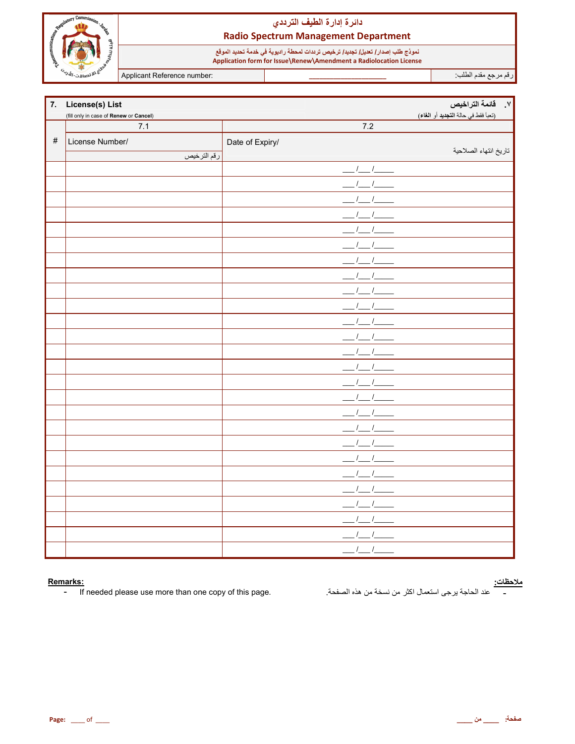# دائرة إدارة الطيف الترددي
# Radio Spectrum Management Department

**نموذج طلب إصدار/ تعديل/ تجديد/ ترخيص ترددات لمحطة راديوية في خدمة تحديد الموقع**
**Application form for Issue\Renew\Amendment a Radiolocation License**

Applicant Reference number: ____________________ :رقم مرجع مقدم الطلب

## 7. License(s) List — ٧. قائمة التراخيص

(fill only in case of **Renew** or **Cancel**) — (تعبأ فقط في حالة **التجديد** أو **الغاء**)

| | 7.1 | 7.2 |
|---|---|---|
| # | License Number/ رقم الترخيص | Date of Expiry/ تاريخ انتهاء الصلاحية |
| | | ___/___/_____ |
| | | ___/___/_____ |
| | | ___/___/_____ |
| | | ___/___/_____ |
| | | ___/___/_____ |
| | | ___/___/_____ |
| | | ___/___/_____ |
| | | ___/___/_____ |
| | | ___/___/_____ |
| | | ___/___/_____ |
| | | ___/___/_____ |
| | | ___/___/_____ |
| | | ___/___/_____ |
| | | ___/___/_____ |
| | | ___/___/_____ |
| | | ___/___/_____ |
| | | ___/___/_____ |
| | | ___/___/_____ |
| | | ___/___/_____ |
| | | ___/___/_____ |
| | | ___/___/_____ |
| | | ___/___/_____ |
| | | ___/___/_____ |
| | | ___/___/_____ |
| | | ___/___/_____ |

**Remarks:**
- If needed please use more than one copy of this page.

**ملاحظات:**
- عند الحاجة يرجى استعمال اكثر من نسخة من هذه الصفحة.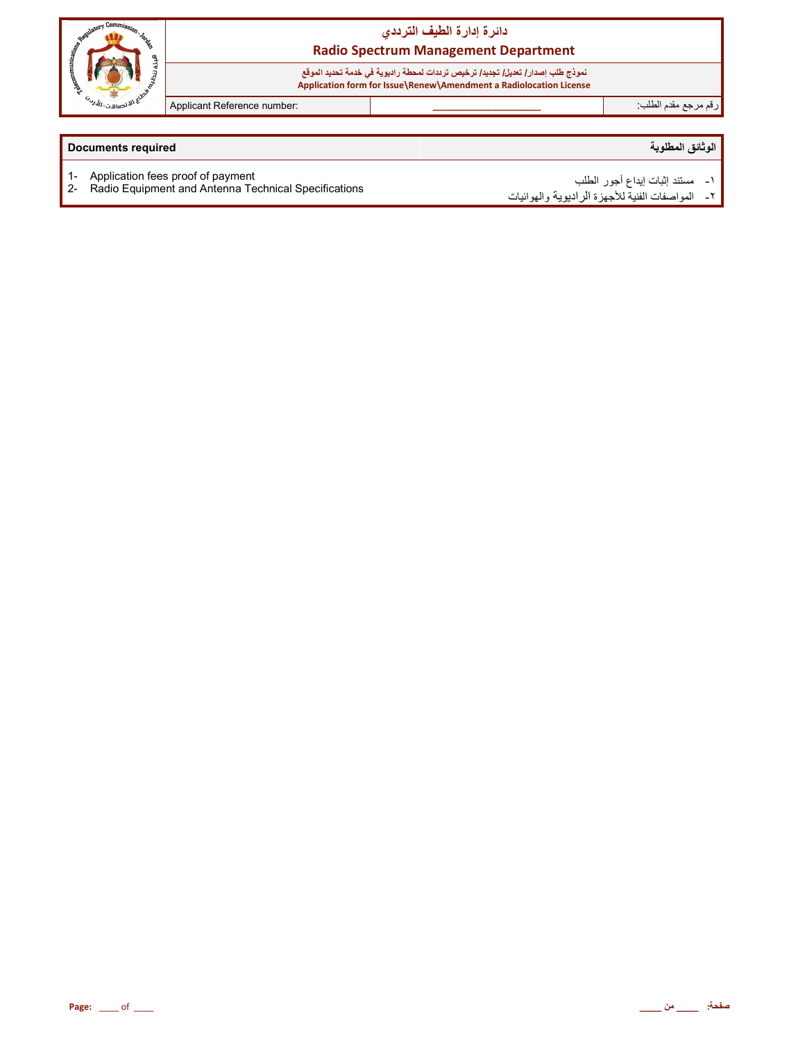| | | |
|---|---|---|
| | **دائرة إدارة الطيف الترددي**<br>**Radio Spectrum Management Department** | |
| | **نموذج طلب إصدار/ تعديل/ تجديد/ ترخيص ترددات لمحطة راديوية في خدمة تحديد الموقع**<br>**Application form for Issue\Renew\Amendment a Radiolocation License** | |
| Applicant Reference number: | ___________________ | رقم مرجع مقدم الطلب: |

| **Documents required** | **الوثائق المطلوبة** |
|---|---|
| 1- Application fees proof of payment<br>2- Radio Equipment and Antenna Technical Specifications | ١- مستند إثبات إيداع أجور الطلب<br>٢- المواصفات الفنية للأجهزة الراديوية والهوائيات |